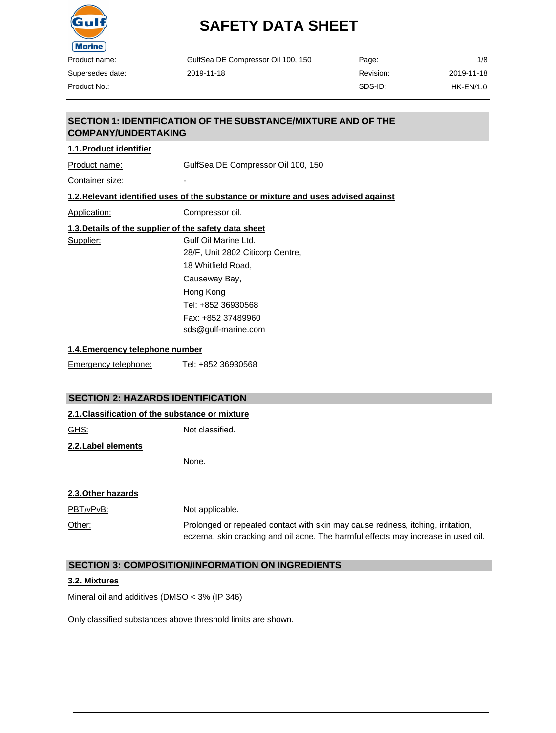# SAFETY DATA SHEET

| | | | |
|---|---|---|---|
| Product name: | GulfSea DE Compressor Oil 100, 150 | Page: | 1/8 |
| Supersedes date: | 2019-11-18 | Revision: | 2019-11-18 |
| Product No.: | | SDS-ID: | HK-EN/1.0 |

## SECTION 1: IDENTIFICATION OF THE SUBSTANCE/MIXTURE AND OF THE COMPANY/UNDERTAKING

### 1.1.Product identifier

Product name: GulfSea DE Compressor Oil 100, 150

Container size: -

### 1.2.Relevant identified uses of the substance or mixture and uses advised against

Application: Compressor oil.

### 1.3.Details of the supplier of the safety data sheet

Supplier: Gulf Oil Marine Ltd.
28/F, Unit 2802 Citicorp Centre,
18 Whitfield Road,
Causeway Bay,
Hong Kong
Tel: +852 36930568
Fax: +852 37489960
sds@gulf-marine.com

### 1.4.Emergency telephone number

Emergency telephone: Tel: +852 36930568

## SECTION 2: HAZARDS IDENTIFICATION

### 2.1.Classification of the substance or mixture

GHS: Not classified.

### 2.2.Label elements

None.

### 2.3.Other hazards

PBT/vPvB: Not applicable.

Other: Prolonged or repeated contact with skin may cause redness, itching, irritation, eczema, skin cracking and oil acne. The harmful effects may increase in used oil.

## SECTION 3: COMPOSITION/INFORMATION ON INGREDIENTS

### 3.2. Mixtures

Mineral oil and additives (DMSO < 3% (IP 346)

Only classified substances above threshold limits are shown.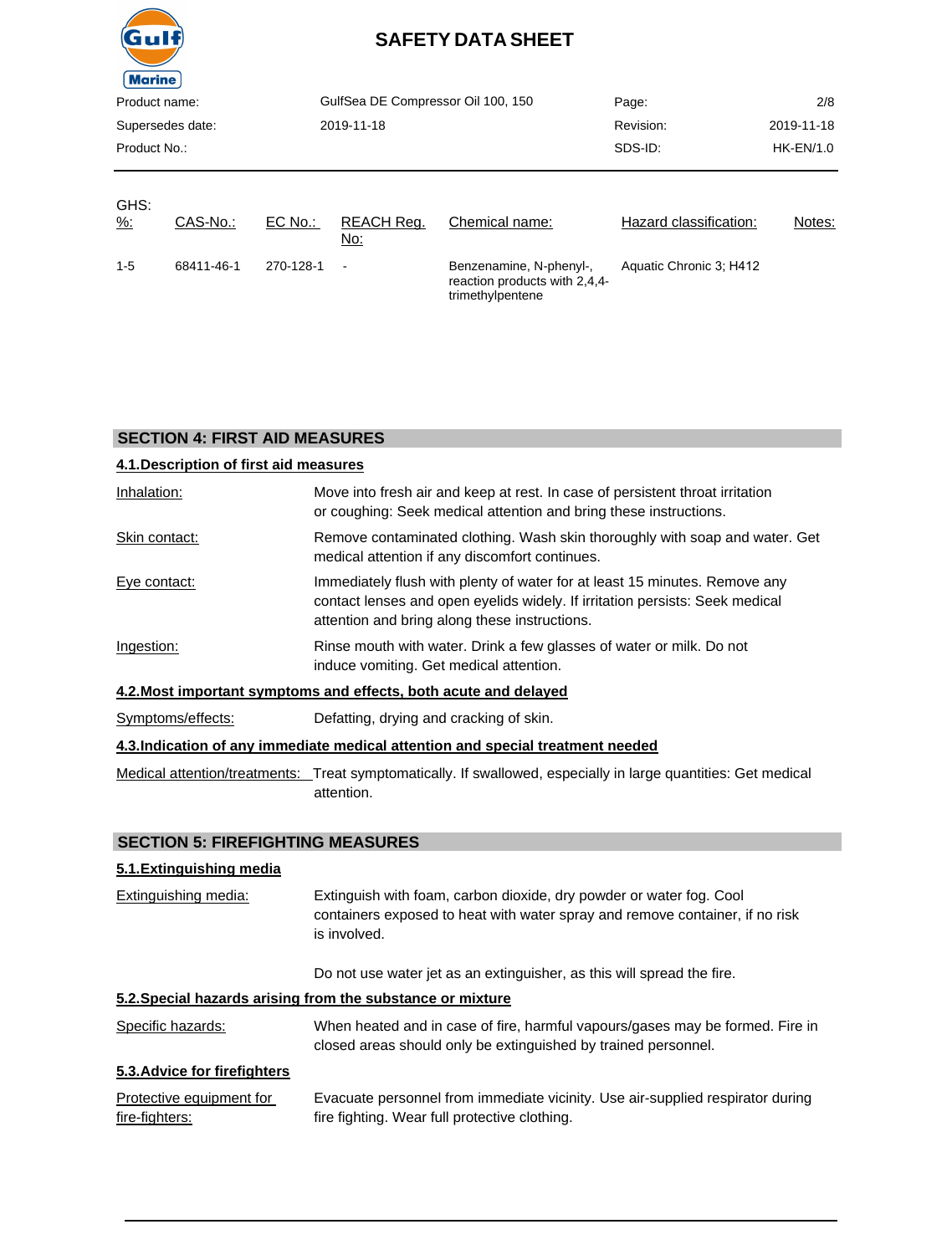GHS:

| %: | CAS-No.: | EC No.: | REACH Reg. No: | Chemical name: | Hazard classification: | Notes: |
|---|---|---|---|---|---|---|
| 1-5 | 68411-46-1 | 270-128-1 | - | Benzenamine, N-phenyl-, reaction products with 2,4,4-trimethylpentene | Aquatic Chronic 3; H412 | |

## SECTION 4: FIRST AID MEASURES

### 4.1.Description of first aid measures

Inhalation: Move into fresh air and keep at rest. In case of persistent throat irritation or coughing: Seek medical attention and bring these instructions.

Skin contact: Remove contaminated clothing. Wash skin thoroughly with soap and water. Get medical attention if any discomfort continues.

Eye contact: Immediately flush with plenty of water for at least 15 minutes. Remove any contact lenses and open eyelids widely. If irritation persists: Seek medical attention and bring along these instructions.

Ingestion: Rinse mouth with water. Drink a few glasses of water or milk. Do not induce vomiting. Get medical attention.

### 4.2.Most important symptoms and effects, both acute and delayed

Symptoms/effects: Defatting, drying and cracking of skin.

### 4.3.Indication of any immediate medical attention and special treatment needed

Medical attention/treatments: Treat symptomatically. If swallowed, especially in large quantities: Get medical attention.

## SECTION 5: FIREFIGHTING MEASURES

### 5.1.Extinguishing media

Extinguishing media: Extinguish with foam, carbon dioxide, dry powder or water fog. Cool containers exposed to heat with water spray and remove container, if no risk is involved.

Do not use water jet as an extinguisher, as this will spread the fire.

### 5.2.Special hazards arising from the substance or mixture

Specific hazards: When heated and in case of fire, harmful vapours/gases may be formed. Fire in closed areas should only be extinguished by trained personnel.

### 5.3.Advice for firefighters

Protective equipment for fire-fighters: Evacuate personnel from immediate vicinity. Use air-supplied respirator during fire fighting. Wear full protective clothing.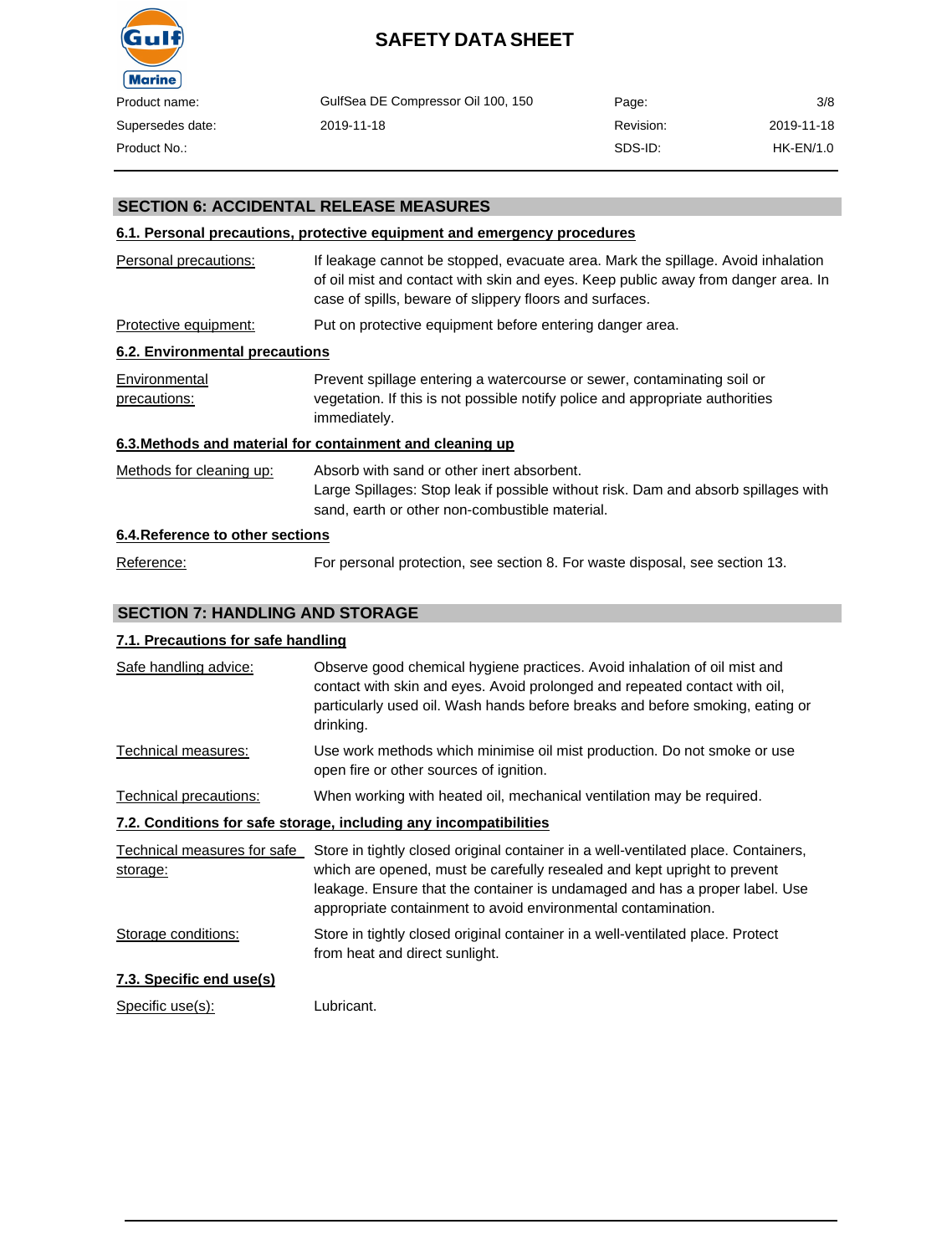## SECTION 6: ACCIDENTAL RELEASE MEASURES

### 6.1. Personal precautions, protective equipment and emergency procedures

| | |
|---|---|
| Personal precautions: | If leakage cannot be stopped, evacuate area. Mark the spillage. Avoid inhalation of oil mist and contact with skin and eyes. Keep public away from danger area. In case of spills, beware of slippery floors and surfaces. |
| Protective equipment: | Put on protective equipment before entering danger area. |

### 6.2. Environmental precautions

| | |
|---|---|
| Environmental precautions: | Prevent spillage entering a watercourse or sewer, contaminating soil or vegetation. If this is not possible notify police and appropriate authorities immediately. |

### 6.3.Methods and material for containment and cleaning up

| | |
|---|---|
| Methods for cleaning up: | Absorb with sand or other inert absorbent.<br>Large Spillages: Stop leak if possible without risk. Dam and absorb spillages with sand, earth or other non-combustible material. |

### 6.4.Reference to other sections

| | |
|---|---|
| Reference: | For personal protection, see section 8. For waste disposal, see section 13. |

## SECTION 7: HANDLING AND STORAGE

### 7.1. Precautions for safe handling

| | |
|---|---|
| Safe handling advice: | Observe good chemical hygiene practices. Avoid inhalation of oil mist and contact with skin and eyes. Avoid prolonged and repeated contact with oil, particularly used oil. Wash hands before breaks and before smoking, eating or drinking. |
| Technical measures: | Use work methods which minimise oil mist production. Do not smoke or use open fire or other sources of ignition. |
| Technical precautions: | When working with heated oil, mechanical ventilation may be required. |

### 7.2. Conditions for safe storage, including any incompatibilities

| | |
|---|---|
| Technical measures for safe storage: | Store in tightly closed original container in a well-ventilated place. Containers, which are opened, must be carefully resealed and kept upright to prevent leakage. Ensure that the container is undamaged and has a proper label. Use appropriate containment to avoid environmental contamination. |
| Storage conditions: | Store in tightly closed original container in a well-ventilated place. Protect from heat and direct sunlight. |

### 7.3. Specific end use(s)

| | |
|---|---|
| Specific use(s): | Lubricant. |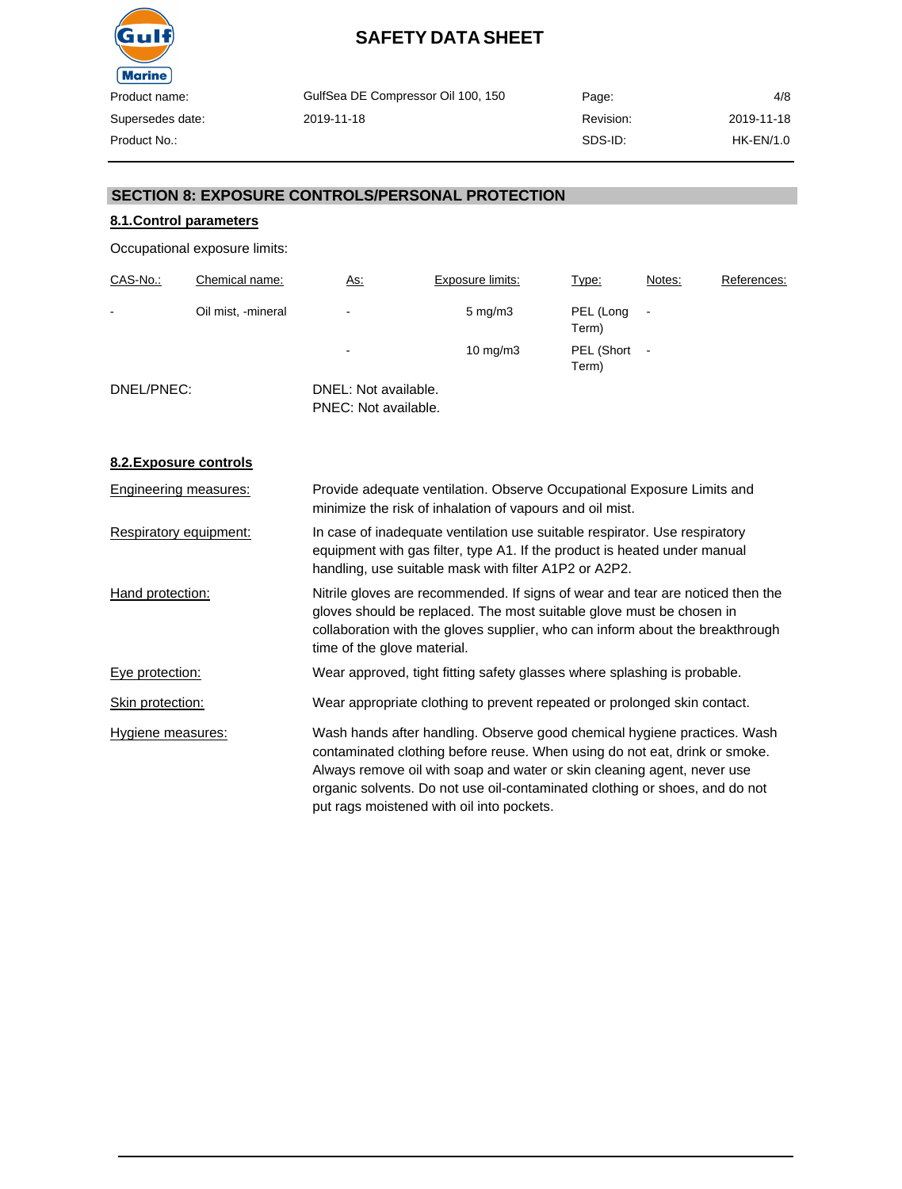## SECTION 8: EXPOSURE CONTROLS/PERSONAL PROTECTION

### 8.1.Control parameters

Occupational exposure limits:

| CAS-No.: | Chemical name: | As: | Exposure limits: | Type: | Notes: | References: |
|---|---|---|---|---|---|---|
| - | Oil mist, -mineral | - | 5 mg/m3 | PEL (Long Term) | - | |
| | | - | 10 mg/m3 | PEL (Short Term) | - | |

DNEL/PNEC: DNEL: Not available.
PNEC: Not available.

### 8.2.Exposure controls

**Engineering measures:** Provide adequate ventilation. Observe Occupational Exposure Limits and minimize the risk of inhalation of vapours and oil mist.

**Respiratory equipment:** In case of inadequate ventilation use suitable respirator. Use respiratory equipment with gas filter, type A1. If the product is heated under manual handling, use suitable mask with filter A1P2 or A2P2.

**Hand protection:** Nitrile gloves are recommended. If signs of wear and tear are noticed then the gloves should be replaced. The most suitable glove must be chosen in collaboration with the gloves supplier, who can inform about the breakthrough time of the glove material.

**Eye protection:** Wear approved, tight fitting safety glasses where splashing is probable.

**Skin protection:** Wear appropriate clothing to prevent repeated or prolonged skin contact.

**Hygiene measures:** Wash hands after handling. Observe good chemical hygiene practices. Wash contaminated clothing before reuse. When using do not eat, drink or smoke. Always remove oil with soap and water or skin cleaning agent, never use organic solvents. Do not use oil-contaminated clothing or shoes, and do not put rags moistened with oil into pockets.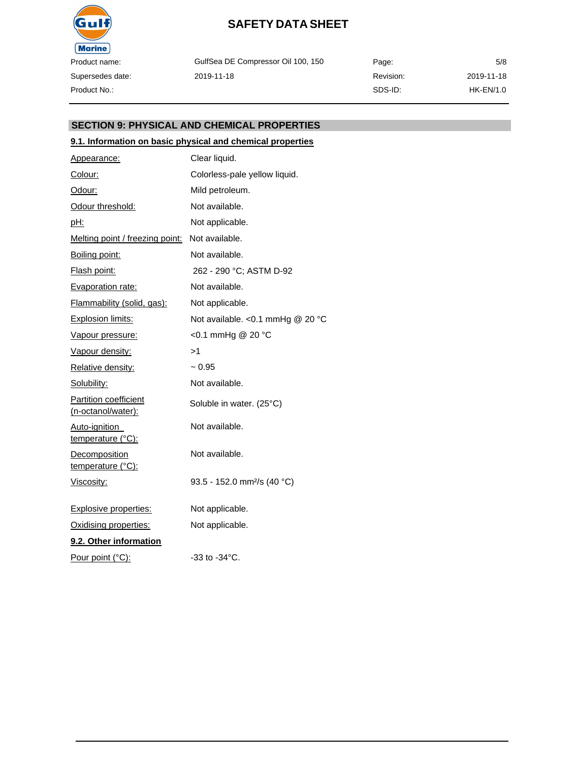## SECTION 9: PHYSICAL AND CHEMICAL PROPERTIES

### 9.1. Information on basic physical and chemical properties

| Property | Value |
|---|---|
| Appearance: | Clear liquid. |
| Colour: | Colorless-pale yellow liquid. |
| Odour: | Mild petroleum. |
| Odour threshold: | Not available. |
| pH: | Not applicable. |
| Melting point / freezing point: | Not available. |
| Boiling point: | Not available. |
| Flash point: | 262 - 290 °C; ASTM D-92 |
| Evaporation rate: | Not available. |
| Flammability (solid, gas): | Not applicable. |
| Explosion limits: | Not available. <0.1 mmHg @ 20 °C |
| Vapour pressure: | <0.1 mmHg @ 20 °C |
| Vapour density: | >1 |
| Relative density: | ~ 0.95 |
| Solubility: | Not available. |
| Partition coefficient (n-octanol/water): | Soluble in water. (25°C) |
| Auto-ignition temperature (°C): | Not available. |
| Decomposition temperature (°C): | Not available. |
| Viscosity: | 93.5 - 152.0 mm²/s (40 °C) |
| Explosive properties: | Not applicable. |
| Oxidising properties: | Not applicable. |

### 9.2. Other information

| Property | Value |
|---|---|
| Pour point (°C): | -33 to -34°C. |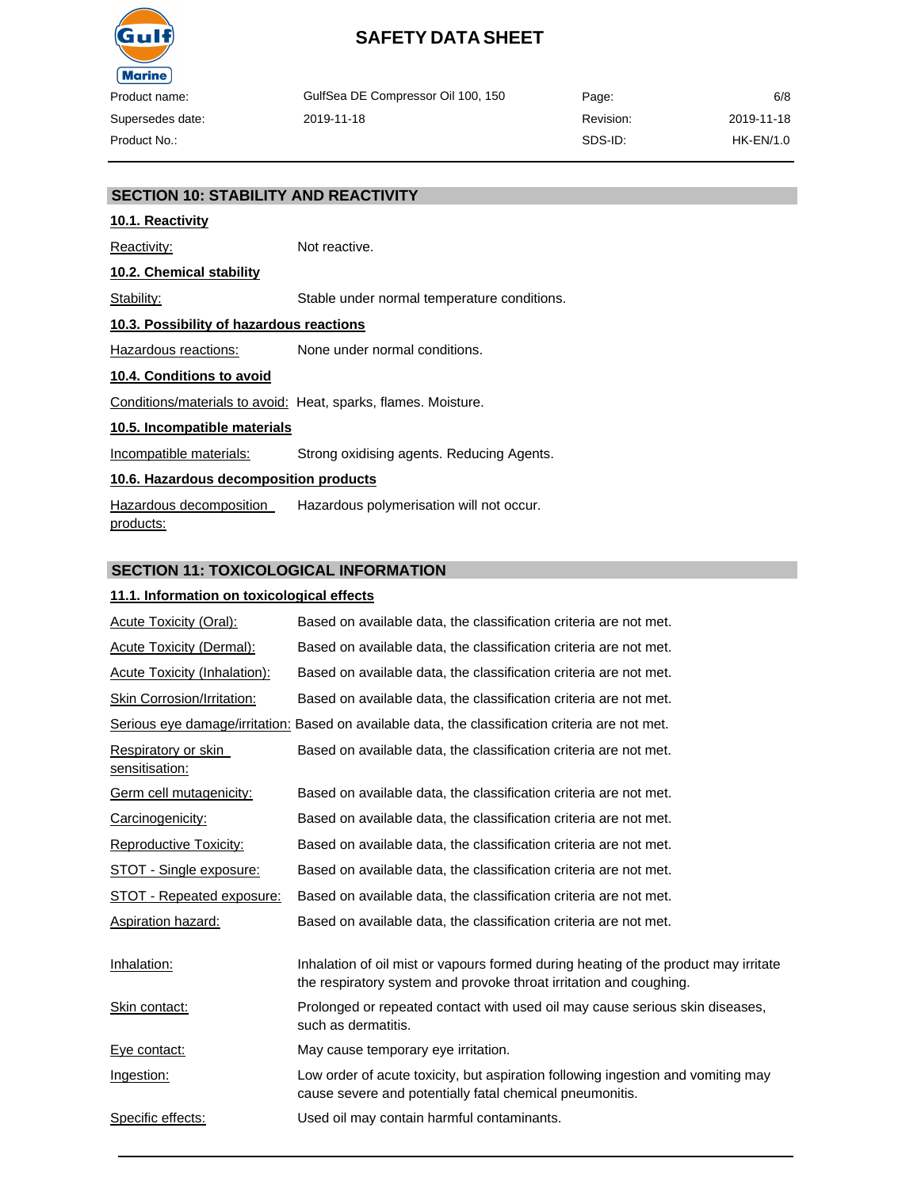## SECTION 10: STABILITY AND REACTIVITY

### 10.1. Reactivity

Reactivity: Not reactive.

### 10.2. Chemical stability

Stability: Stable under normal temperature conditions.

### 10.3. Possibility of hazardous reactions

Hazardous reactions: None under normal conditions.

### 10.4. Conditions to avoid

Conditions/materials to avoid: Heat, sparks, flames. Moisture.

### 10.5. Incompatible materials

Incompatible materials: Strong oxidising agents. Reducing Agents.

### 10.6. Hazardous decomposition products

Hazardous decomposition products: Hazardous polymerisation will not occur.

## SECTION 11: TOXICOLOGICAL INFORMATION

### 11.1. Information on toxicological effects

Acute Toxicity (Oral): Based on available data, the classification criteria are not met.

Acute Toxicity (Dermal): Based on available data, the classification criteria are not met.

Acute Toxicity (Inhalation): Based on available data, the classification criteria are not met.

Skin Corrosion/Irritation: Based on available data, the classification criteria are not met.

Serious eye damage/irritation: Based on available data, the classification criteria are not met.

Respiratory or skin sensitisation: Based on available data, the classification criteria are not met.

Germ cell mutagenicity: Based on available data, the classification criteria are not met.

Carcinogenicity: Based on available data, the classification criteria are not met.

Reproductive Toxicity: Based on available data, the classification criteria are not met.

STOT - Single exposure: Based on available data, the classification criteria are not met.

STOT - Repeated exposure: Based on available data, the classification criteria are not met.

Aspiration hazard: Based on available data, the classification criteria are not met.

Inhalation: Inhalation of oil mist or vapours formed during heating of the product may irritate the respiratory system and provoke throat irritation and coughing.

Skin contact: Prolonged or repeated contact with used oil may cause serious skin diseases, such as dermatitis.

Eye contact: May cause temporary eye irritation.

Ingestion: Low order of acute toxicity, but aspiration following ingestion and vomiting may cause severe and potentially fatal chemical pneumonitis.

Specific effects: Used oil may contain harmful contaminants.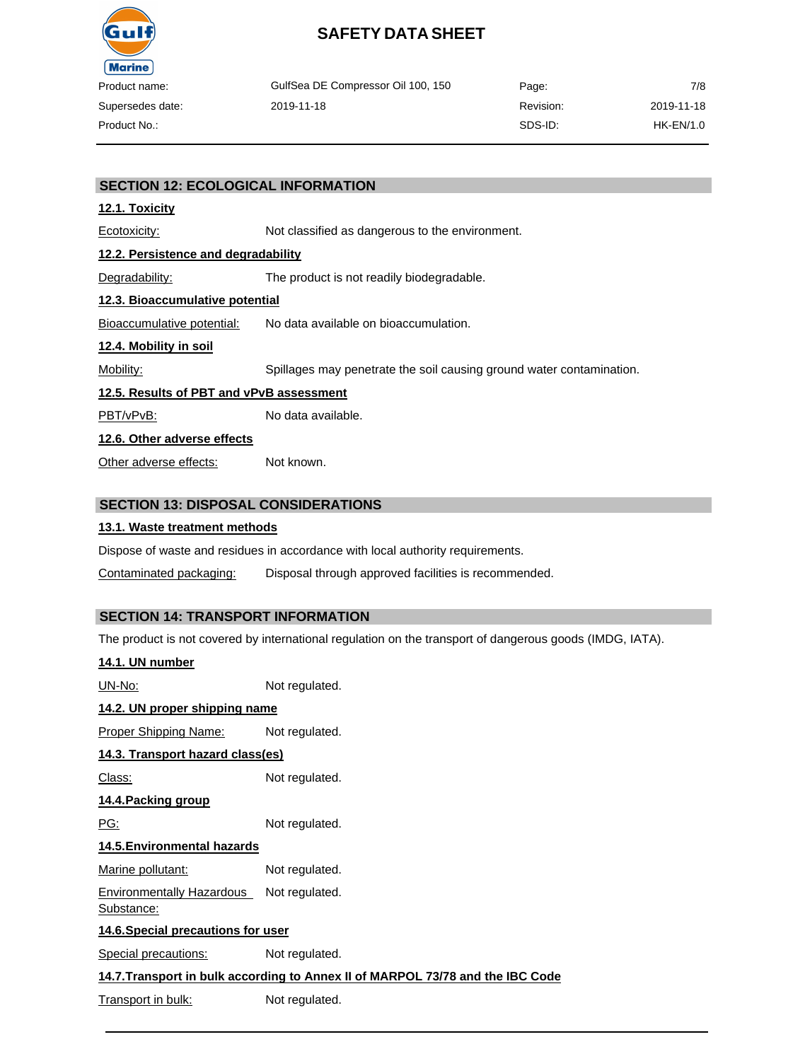## SECTION 12: ECOLOGICAL INFORMATION

### 12.1. Toxicity

Ecotoxicity: Not classified as dangerous to the environment.

### 12.2. Persistence and degradability

Degradability: The product is not readily biodegradable.

### 12.3. Bioaccumulative potential

Bioaccumulative potential: No data available on bioaccumulation.

### 12.4. Mobility in soil

Mobility: Spillages may penetrate the soil causing ground water contamination.

### 12.5. Results of PBT and vPvB assessment

PBT/vPvB: No data available.

### 12.6. Other adverse effects

Other adverse effects: Not known.

## SECTION 13: DISPOSAL CONSIDERATIONS

### 13.1. Waste treatment methods

Dispose of waste and residues in accordance with local authority requirements.

Contaminated packaging: Disposal through approved facilities is recommended.

## SECTION 14: TRANSPORT INFORMATION

The product is not covered by international regulation on the transport of dangerous goods (IMDG, IATA).

### 14.1. UN number

UN-No: Not regulated.

### 14.2. UN proper shipping name

Proper Shipping Name: Not regulated.

### 14.3. Transport hazard class(es)

Class: Not regulated.

### 14.4.Packing group

PG: Not regulated.

### 14.5.Environmental hazards

Marine pollutant: Not regulated.

Environmentally Hazardous Substance: Not regulated.

### 14.6.Special precautions for user

Special precautions: Not regulated.

### 14.7.Transport in bulk according to Annex II of MARPOL 73/78 and the IBC Code

Transport in bulk: Not regulated.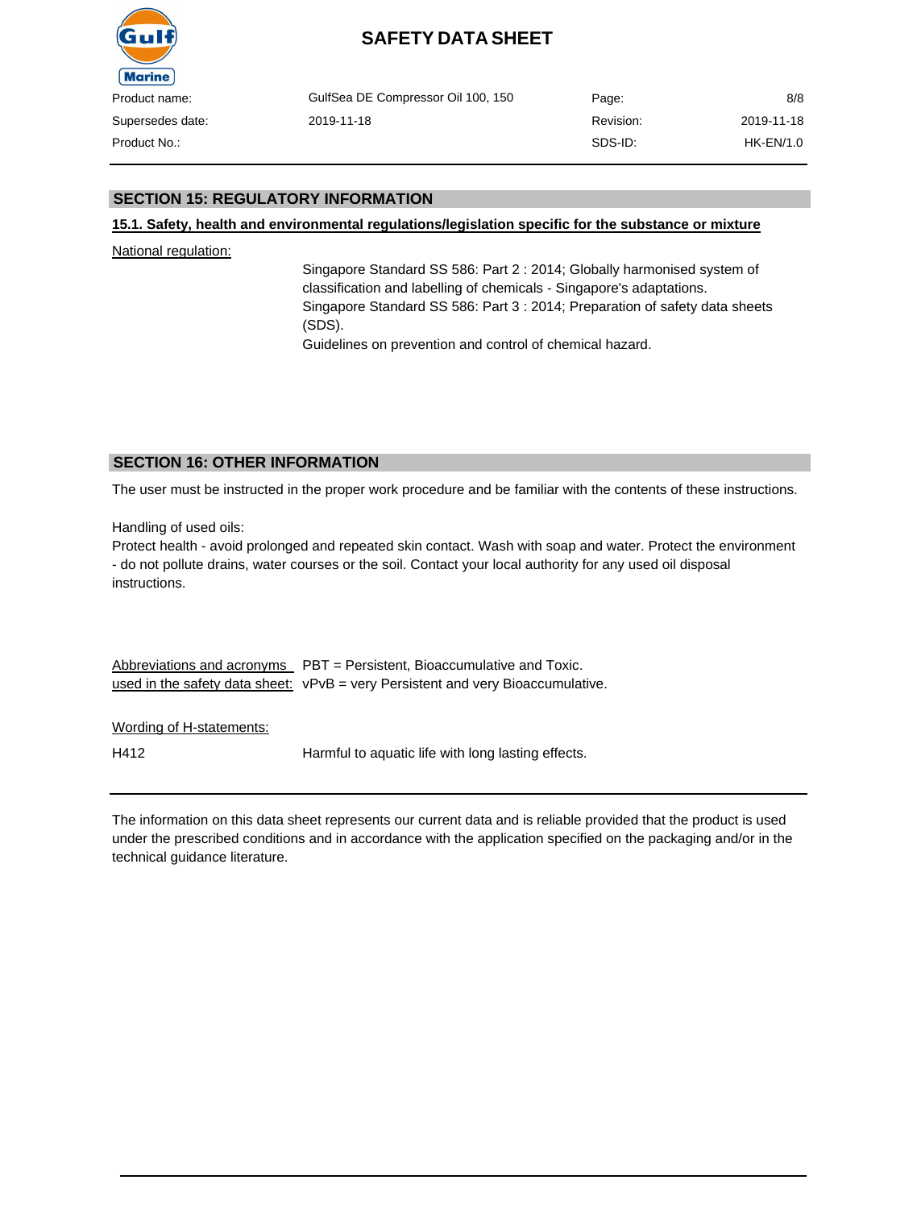## SECTION 15: REGULATORY INFORMATION

**15.1. Safety, health and environmental regulations/legislation specific for the substance or mixture**

National regulation:

Singapore Standard SS 586: Part 2 : 2014; Globally harmonised system of classification and labelling of chemicals - Singapore's adaptations.
Singapore Standard SS 586: Part 3 : 2014; Preparation of safety data sheets (SDS).
Guidelines on prevention and control of chemical hazard.

## SECTION 16: OTHER INFORMATION

The user must be instructed in the proper work procedure and be familiar with the contents of these instructions.

Handling of used oils:
Protect health - avoid prolonged and repeated skin contact. Wash with soap and water. Protect the environment - do not pollute drains, water courses or the soil. Contact your local authority for any used oil disposal instructions.

Abbreviations and acronyms used in the safety data sheet:
PBT = Persistent, Bioaccumulative and Toxic.
vPvB = very Persistent and very Bioaccumulative.

Wording of H-statements:

| | |
|---|---|
| H412 | Harmful to aquatic life with long lasting effects. |

---

The information on this data sheet represents our current data and is reliable provided that the product is used under the prescribed conditions and in accordance with the application specified on the packaging and/or in the technical guidance literature.